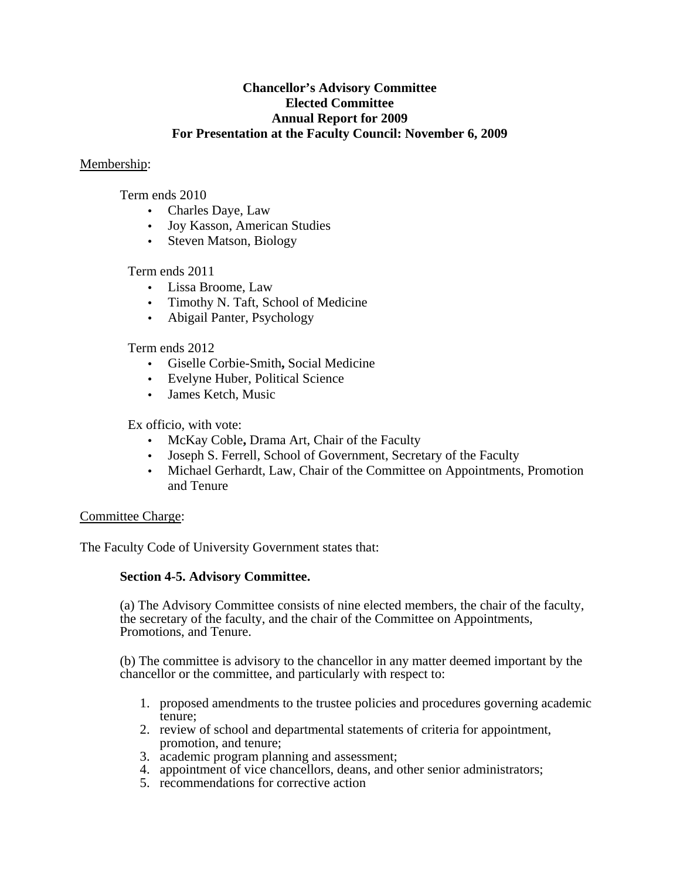**Chancellor's Advisory Committee**
**Elected Committee**
**Annual Report for 2009**
**For Presentation at the Faculty Council: November 6, 2009**

Membership:

Term ends 2010

- Charles Daye, Law
- Joy Kasson, American Studies
- Steven Matson, Biology

Term ends 2011

- Lissa Broome, Law
- Timothy N. Taft, School of Medicine
- Abigail Panter, Psychology

Term ends 2012

- Giselle Corbie-Smith**,** Social Medicine
- Evelyne Huber, Political Science
- James Ketch, Music

Ex officio, with vote:

- McKay Coble**,** Drama Art, Chair of the Faculty
- Joseph S. Ferrell, School of Government, Secretary of the Faculty
- Michael Gerhardt, Law, Chair of the Committee on Appointments, Promotion and Tenure

Committee Charge:

The Faculty Code of University Government states that:

**Section 4-5. Advisory Committee.**

(a) The Advisory Committee consists of nine elected members, the chair of the faculty, the secretary of the faculty, and the chair of the Committee on Appointments, Promotions, and Tenure.

(b) The committee is advisory to the chancellor in any matter deemed important by the chancellor or the committee, and particularly with respect to:

1. proposed amendments to the trustee policies and procedures governing academic tenure;
2. review of school and departmental statements of criteria for appointment, promotion, and tenure;
3. academic program planning and assessment;
4. appointment of vice chancellors, deans, and other senior administrators;
5. recommendations for corrective action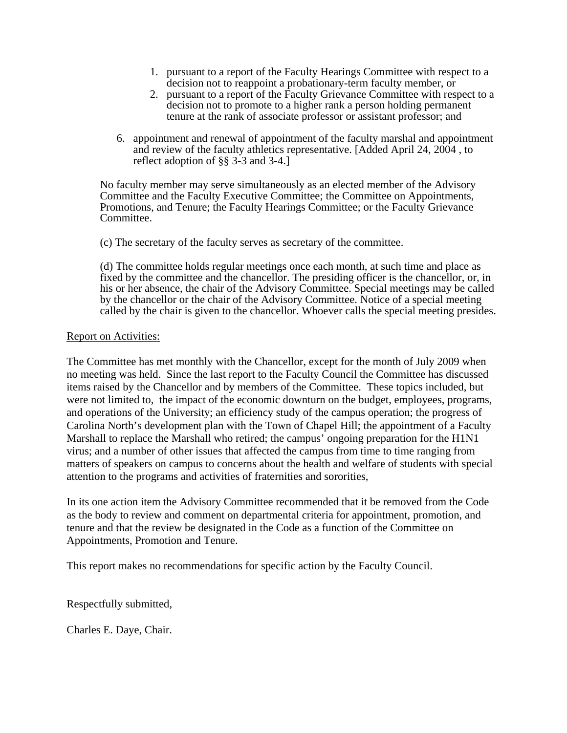1. pursuant to a report of the Faculty Hearings Committee with respect to a decision not to reappoint a probationary-term faculty member, or
   2. pursuant to a report of the Faculty Grievance Committee with respect to a decision not to promote to a higher rank a person holding permanent tenure at the rank of associate professor or assistant professor; and

6. appointment and renewal of appointment of the faculty marshal and appointment and review of the faculty athletics representative. [Added April 24, 2004 , to reflect adoption of §§ 3-3 and 3-4.]

No faculty member may serve simultaneously as an elected member of the Advisory Committee and the Faculty Executive Committee; the Committee on Appointments, Promotions, and Tenure; the Faculty Hearings Committee; or the Faculty Grievance Committee.

(c) The secretary of the faculty serves as secretary of the committee.

(d) The committee holds regular meetings once each month, at such time and place as fixed by the committee and the chancellor. The presiding officer is the chancellor, or, in his or her absence, the chair of the Advisory Committee. Special meetings may be called by the chancellor or the chair of the Advisory Committee. Notice of a special meeting called by the chair is given to the chancellor. Whoever calls the special meeting presides.

Report on Activities:

The Committee has met monthly with the Chancellor, except for the month of July 2009 when no meeting was held. Since the last report to the Faculty Council the Committee has discussed items raised by the Chancellor and by members of the Committee. These topics included, but were not limited to, the impact of the economic downturn on the budget, employees, programs, and operations of the University; an efficiency study of the campus operation; the progress of Carolina North's development plan with the Town of Chapel Hill; the appointment of a Faculty Marshall to replace the Marshall who retired; the campus' ongoing preparation for the H1N1 virus; and a number of other issues that affected the campus from time to time ranging from matters of speakers on campus to concerns about the health and welfare of students with special attention to the programs and activities of fraternities and sororities,

In its one action item the Advisory Committee recommended that it be removed from the Code as the body to review and comment on departmental criteria for appointment, promotion, and tenure and that the review be designated in the Code as a function of the Committee on Appointments, Promotion and Tenure.

This report makes no recommendations for specific action by the Faculty Council.

Respectfully submitted,

Charles E. Daye, Chair.